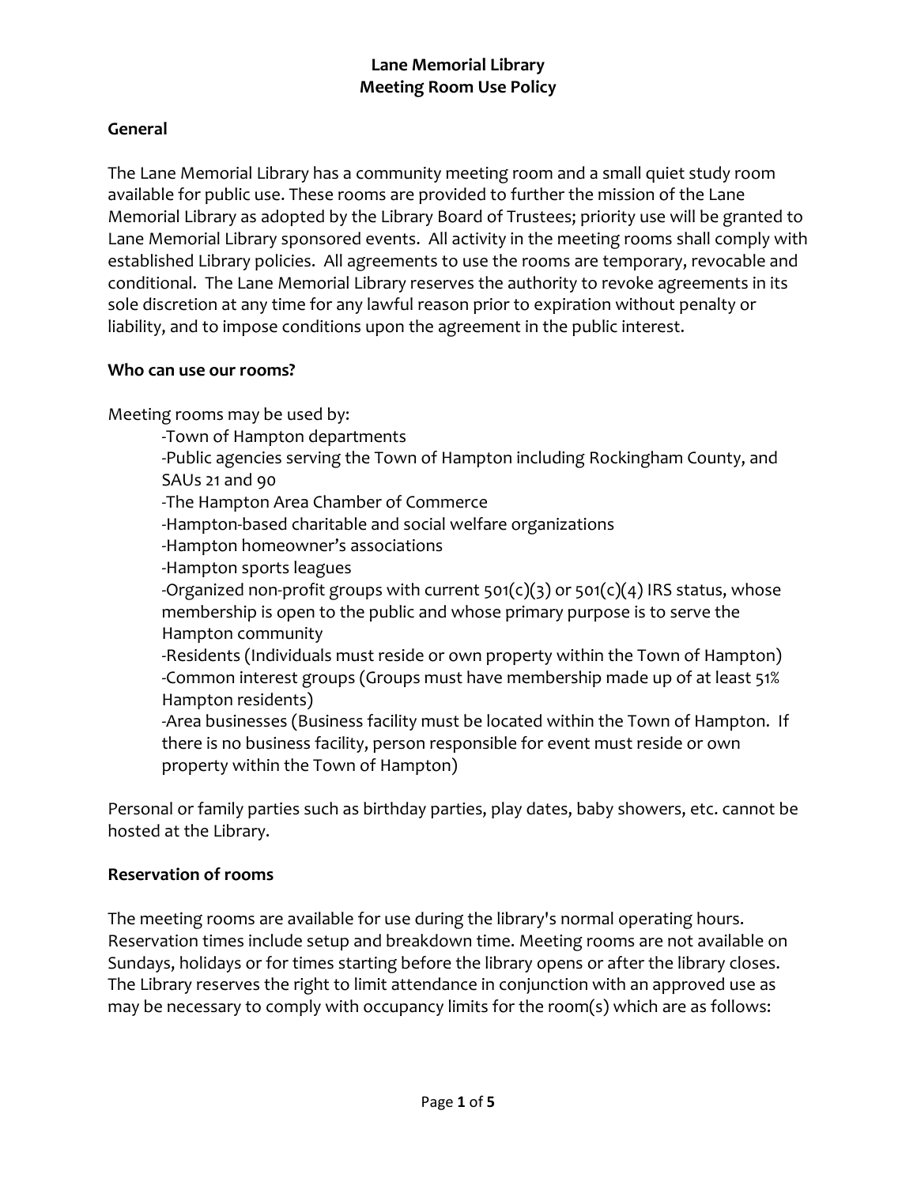# Lane Memorial Library
## Meeting Room Use Policy

### General

The Lane Memorial Library has a community meeting room and a small quiet study room available for public use. These rooms are provided to further the mission of the Lane Memorial Library as adopted by the Library Board of Trustees; priority use will be granted to Lane Memorial Library sponsored events. All activity in the meeting rooms shall comply with established Library policies. All agreements to use the rooms are temporary, revocable and conditional. The Lane Memorial Library reserves the authority to revoke agreements in its sole discretion at any time for any lawful reason prior to expiration without penalty or liability, and to impose conditions upon the agreement in the public interest.

### Who can use our rooms?

Meeting rooms may be used by:

- -Town of Hampton departments
- -Public agencies serving the Town of Hampton including Rockingham County, and SAUs 21 and 90
- -The Hampton Area Chamber of Commerce
- -Hampton-based charitable and social welfare organizations
- -Hampton homeowner's associations
- -Hampton sports leagues
- -Organized non-profit groups with current 501(c)(3) or 501(c)(4) IRS status, whose membership is open to the public and whose primary purpose is to serve the Hampton community
- -Residents (Individuals must reside or own property within the Town of Hampton)
- -Common interest groups (Groups must have membership made up of at least 51% Hampton residents)
- -Area businesses (Business facility must be located within the Town of Hampton. If there is no business facility, person responsible for event must reside or own property within the Town of Hampton)

Personal or family parties such as birthday parties, play dates, baby showers, etc. cannot be hosted at the Library.

### Reservation of rooms

The meeting rooms are available for use during the library's normal operating hours. Reservation times include setup and breakdown time. Meeting rooms are not available on Sundays, holidays or for times starting before the library opens or after the library closes. The Library reserves the right to limit attendance in conjunction with an approved use as may be necessary to comply with occupancy limits for the room(s) which are as follows: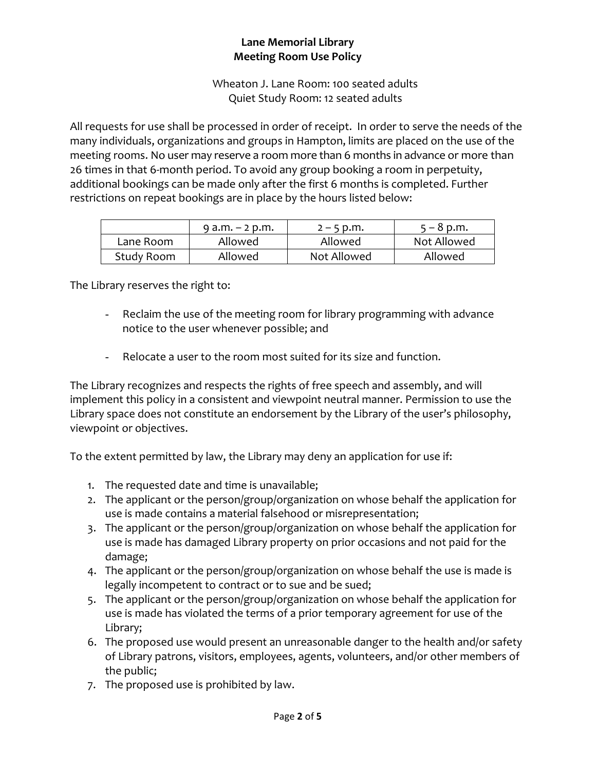**Lane Memorial Library**
**Meeting Room Use Policy**

Wheaton J. Lane Room: 100 seated adults
Quiet Study Room: 12 seated adults

All requests for use shall be processed in order of receipt. In order to serve the needs of the many individuals, organizations and groups in Hampton, limits are placed on the use of the meeting rooms. No user may reserve a room more than 6 months in advance or more than 26 times in that 6-month period. To avoid any group booking a room in perpetuity, additional bookings can be made only after the first 6 months is completed. Further restrictions on repeat bookings are in place by the hours listed below:

| | 9 a.m. – 2 p.m. | 2 – 5 p.m. | 5 – 8 p.m. |
|---|---|---|---|
| Lane Room | Allowed | Allowed | Not Allowed |
| Study Room | Allowed | Not Allowed | Allowed |

The Library reserves the right to:

- Reclaim the use of the meeting room for library programming with advance notice to the user whenever possible; and
- Relocate a user to the room most suited for its size and function.

The Library recognizes and respects the rights of free speech and assembly, and will implement this policy in a consistent and viewpoint neutral manner. Permission to use the Library space does not constitute an endorsement by the Library of the user's philosophy, viewpoint or objectives.

To the extent permitted by law, the Library may deny an application for use if:

1. The requested date and time is unavailable;
2. The applicant or the person/group/organization on whose behalf the application for use is made contains a material falsehood or misrepresentation;
3. The applicant or the person/group/organization on whose behalf the application for use is made has damaged Library property on prior occasions and not paid for the damage;
4. The applicant or the person/group/organization on whose behalf the use is made is legally incompetent to contract or to sue and be sued;
5. The applicant or the person/group/organization on whose behalf the application for use is made has violated the terms of a prior temporary agreement for use of the Library;
6. The proposed use would present an unreasonable danger to the health and/or safety of Library patrons, visitors, employees, agents, volunteers, and/or other members of the public;
7. The proposed use is prohibited by law.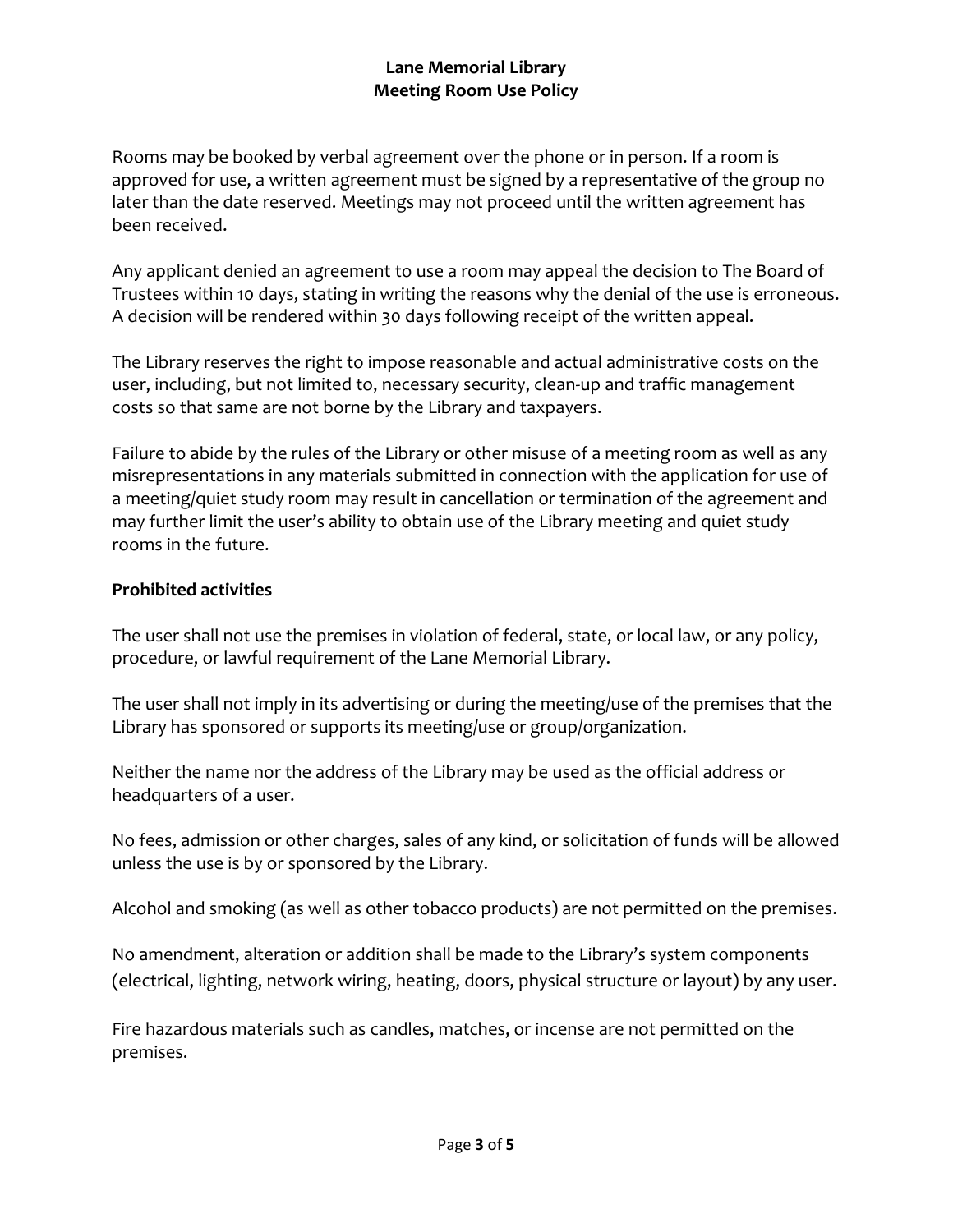Rooms may be booked by verbal agreement over the phone or in person. If a room is approved for use, a written agreement must be signed by a representative of the group no later than the date reserved. Meetings may not proceed until the written agreement has been received.

Any applicant denied an agreement to use a room may appeal the decision to The Board of Trustees within 10 days, stating in writing the reasons why the denial of the use is erroneous. A decision will be rendered within 30 days following receipt of the written appeal.

The Library reserves the right to impose reasonable and actual administrative costs on the user, including, but not limited to, necessary security, clean-up and traffic management costs so that same are not borne by the Library and taxpayers.

Failure to abide by the rules of the Library or other misuse of a meeting room as well as any misrepresentations in any materials submitted in connection with the application for use of a meeting/quiet study room may result in cancellation or termination of the agreement and may further limit the user's ability to obtain use of the Library meeting and quiet study rooms in the future.

**Prohibited activities**

The user shall not use the premises in violation of federal, state, or local law, or any policy, procedure, or lawful requirement of the Lane Memorial Library.

The user shall not imply in its advertising or during the meeting/use of the premises that the Library has sponsored or supports its meeting/use or group/organization.

Neither the name nor the address of the Library may be used as the official address or headquarters of a user.

No fees, admission or other charges, sales of any kind, or solicitation of funds will be allowed unless the use is by or sponsored by the Library.

Alcohol and smoking (as well as other tobacco products) are not permitted on the premises.

No amendment, alteration or addition shall be made to the Library's system components (electrical, lighting, network wiring, heating, doors, physical structure or layout) by any user.

Fire hazardous materials such as candles, matches, or incense are not permitted on the premises.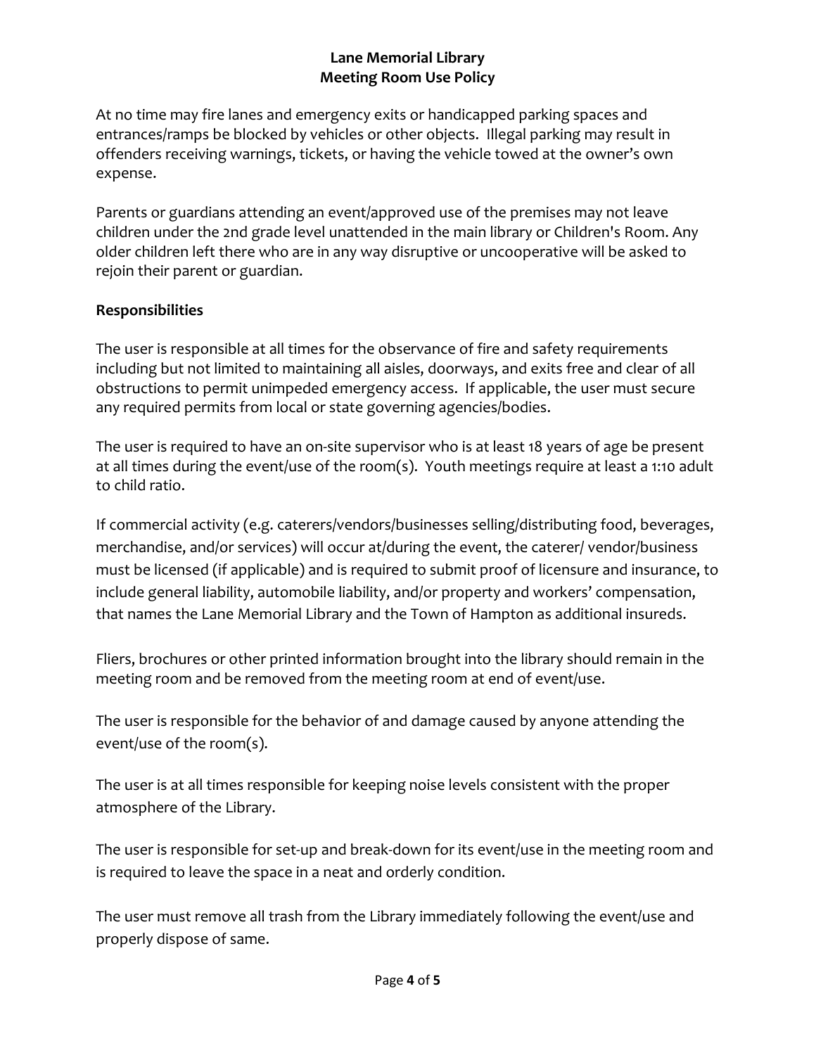At no time may fire lanes and emergency exits or handicapped parking spaces and entrances/ramps be blocked by vehicles or other objects. Illegal parking may result in offenders receiving warnings, tickets, or having the vehicle towed at the owner's own expense.

Parents or guardians attending an event/approved use of the premises may not leave children under the 2nd grade level unattended in the main library or Children's Room. Any older children left there who are in any way disruptive or uncooperative will be asked to rejoin their parent or guardian.

**Responsibilities**

The user is responsible at all times for the observance of fire and safety requirements including but not limited to maintaining all aisles, doorways, and exits free and clear of all obstructions to permit unimpeded emergency access. If applicable, the user must secure any required permits from local or state governing agencies/bodies.

The user is required to have an on-site supervisor who is at least 18 years of age be present at all times during the event/use of the room(s). Youth meetings require at least a 1:10 adult to child ratio.

If commercial activity (e.g. caterers/vendors/businesses selling/distributing food, beverages, merchandise, and/or services) will occur at/during the event, the caterer/ vendor/business must be licensed (if applicable) and is required to submit proof of licensure and insurance, to include general liability, automobile liability, and/or property and workers' compensation, that names the Lane Memorial Library and the Town of Hampton as additional insureds.

Fliers, brochures or other printed information brought into the library should remain in the meeting room and be removed from the meeting room at end of event/use.

The user is responsible for the behavior of and damage caused by anyone attending the event/use of the room(s).

The user is at all times responsible for keeping noise levels consistent with the proper atmosphere of the Library.

The user is responsible for set-up and break-down for its event/use in the meeting room and is required to leave the space in a neat and orderly condition.

The user must remove all trash from the Library immediately following the event/use and properly dispose of same.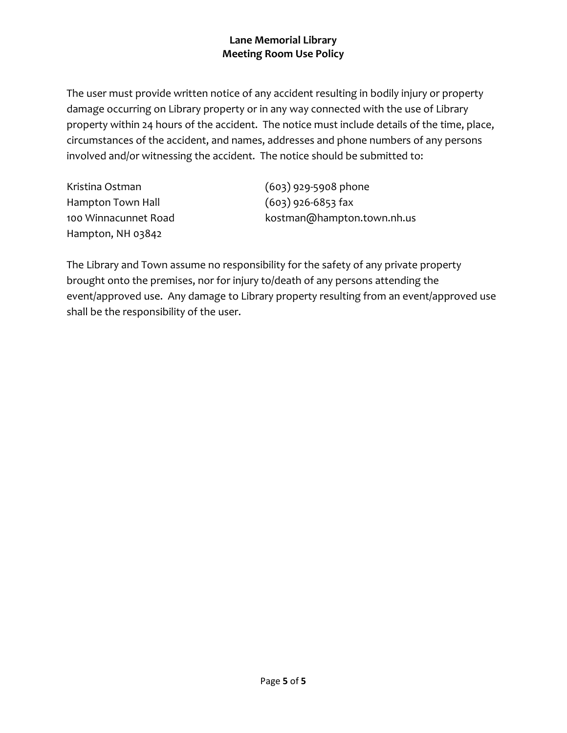**Lane Memorial Library**
**Meeting Room Use Policy**

The user must provide written notice of any accident resulting in bodily injury or property damage occurring on Library property or in any way connected with the use of Library property within 24 hours of the accident. The notice must include details of the time, place, circumstances of the accident, and names, addresses and phone numbers of any persons involved and/or witnessing the accident. The notice should be submitted to:

Kristina Ostman
Hampton Town Hall
100 Winnacunnet Road
Hampton, NH 03842

(603) 929-5908 phone
(603) 926-6853 fax
kostman@hampton.town.nh.us

The Library and Town assume no responsibility for the safety of any private property brought onto the premises, nor for injury to/death of any persons attending the event/approved use. Any damage to Library property resulting from an event/approved use shall be the responsibility of the user.